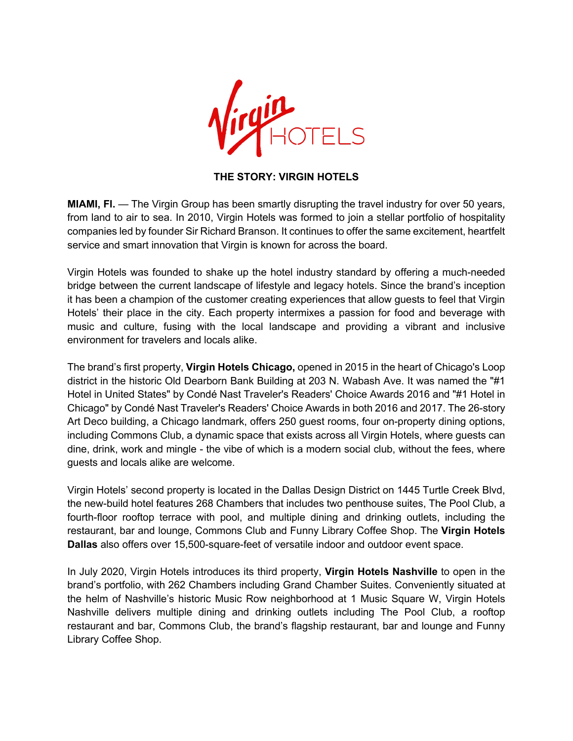# THE STORY: VIRGIN HOTELS

**MIAMI, Fl.** — The Virgin Group has been smartly disrupting the travel industry for over 50 years, from land to air to sea. In 2010, Virgin Hotels was formed to join a stellar portfolio of hospitality companies led by founder Sir Richard Branson. It continues to offer the same excitement, heartfelt service and smart innovation that Virgin is known for across the board.

Virgin Hotels was founded to shake up the hotel industry standard by offering a much-needed bridge between the current landscape of lifestyle and legacy hotels. Since the brand's inception it has been a champion of the customer creating experiences that allow guests to feel that Virgin Hotels' their place in the city. Each property intermixes a passion for food and beverage with music and culture, fusing with the local landscape and providing a vibrant and inclusive environment for travelers and locals alike.

The brand's first property, **Virgin Hotels Chicago,** opened in 2015 in the heart of Chicago's Loop district in the historic Old Dearborn Bank Building at 203 N. Wabash Ave. It was named the "#1 Hotel in United States" by Condé Nast Traveler's Readers' Choice Awards 2016 and "#1 Hotel in Chicago" by Condé Nast Traveler's Readers' Choice Awards in both 2016 and 2017. The 26-story Art Deco building, a Chicago landmark, offers 250 guest rooms, four on-property dining options, including Commons Club, a dynamic space that exists across all Virgin Hotels, where guests can dine, drink, work and mingle - the vibe of which is a modern social club, without the fees, where guests and locals alike are welcome.

Virgin Hotels' second property is located in the Dallas Design District on 1445 Turtle Creek Blvd, the new-build hotel features 268 Chambers that includes two penthouse suites, The Pool Club, a fourth-floor rooftop terrace with pool, and multiple dining and drinking outlets, including the restaurant, bar and lounge, Commons Club and Funny Library Coffee Shop. The **Virgin Hotels Dallas** also offers over 15,500-square-feet of versatile indoor and outdoor event space.

In July 2020, Virgin Hotels introduces its third property, **Virgin Hotels Nashville** to open in the brand's portfolio, with 262 Chambers including Grand Chamber Suites. Conveniently situated at the helm of Nashville's historic Music Row neighborhood at 1 Music Square W, Virgin Hotels Nashville delivers multiple dining and drinking outlets including The Pool Club, a rooftop restaurant and bar, Commons Club, the brand's flagship restaurant, bar and lounge and Funny Library Coffee Shop.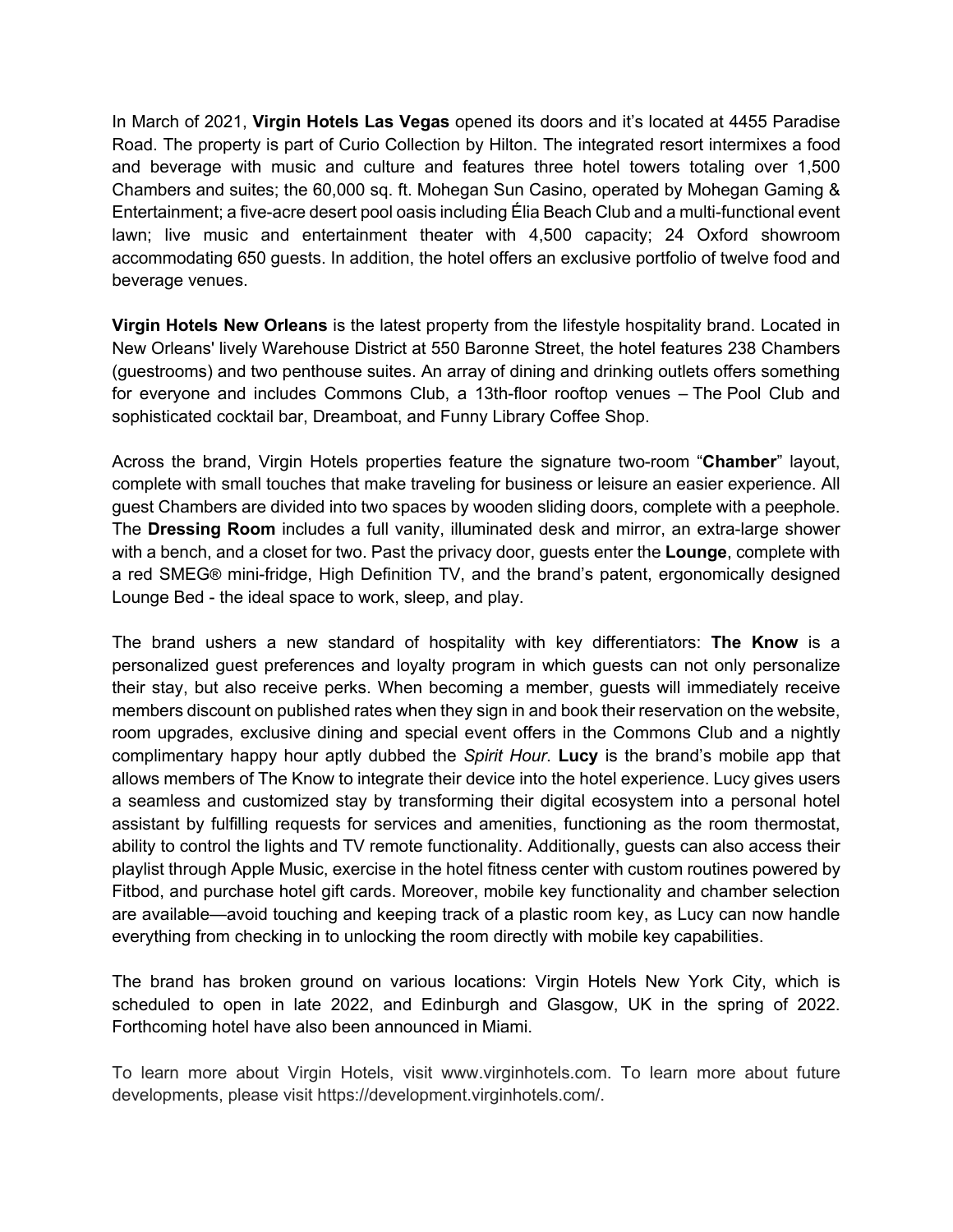In March of 2021, **Virgin Hotels Las Vegas** opened its doors and it's located at 4455 Paradise Road. The property is part of Curio Collection by Hilton. The integrated resort intermixes a food and beverage with music and culture and features three hotel towers totaling over 1,500 Chambers and suites; the 60,000 sq. ft. Mohegan Sun Casino, operated by Mohegan Gaming & Entertainment; a five-acre desert pool oasis including Élia Beach Club and a multi-functional event lawn; live music and entertainment theater with 4,500 capacity; 24 Oxford showroom accommodating 650 guests. In addition, the hotel offers an exclusive portfolio of twelve food and beverage venues.

**Virgin Hotels New Orleans** is the latest property from the lifestyle hospitality brand. Located in New Orleans' lively Warehouse District at 550 Baronne Street, the hotel features 238 Chambers (guestrooms) and two penthouse suites. An array of dining and drinking outlets offers something for everyone and includes Commons Club, a 13th-floor rooftop venues – The Pool Club and sophisticated cocktail bar, Dreamboat, and Funny Library Coffee Shop.

Across the brand, Virgin Hotels properties feature the signature two-room "**Chamber**" layout, complete with small touches that make traveling for business or leisure an easier experience. All guest Chambers are divided into two spaces by wooden sliding doors, complete with a peephole. The **Dressing Room** includes a full vanity, illuminated desk and mirror, an extra-large shower with a bench, and a closet for two. Past the privacy door, guests enter the **Lounge**, complete with a red SMEG® mini-fridge, High Definition TV, and the brand's patent, ergonomically designed Lounge Bed - the ideal space to work, sleep, and play.

The brand ushers a new standard of hospitality with key differentiators: **The Know** is a personalized guest preferences and loyalty program in which guests can not only personalize their stay, but also receive perks. When becoming a member, guests will immediately receive members discount on published rates when they sign in and book their reservation on the website, room upgrades, exclusive dining and special event offers in the Commons Club and a nightly complimentary happy hour aptly dubbed the *Spirit Hour*. **Lucy** is the brand's mobile app that allows members of The Know to integrate their device into the hotel experience. Lucy gives users a seamless and customized stay by transforming their digital ecosystem into a personal hotel assistant by fulfilling requests for services and amenities, functioning as the room thermostat, ability to control the lights and TV remote functionality. Additionally, guests can also access their playlist through Apple Music, exercise in the hotel fitness center with custom routines powered by Fitbod, and purchase hotel gift cards. Moreover, mobile key functionality and chamber selection are available—avoid touching and keeping track of a plastic room key, as Lucy can now handle everything from checking in to unlocking the room directly with mobile key capabilities.

The brand has broken ground on various locations: Virgin Hotels New York City, which is scheduled to open in late 2022, and Edinburgh and Glasgow, UK in the spring of 2022. Forthcoming hotel have also been announced in Miami.

To learn more about Virgin Hotels, visit www.virginhotels.com. To learn more about future developments, please visit https://development.virginhotels.com/.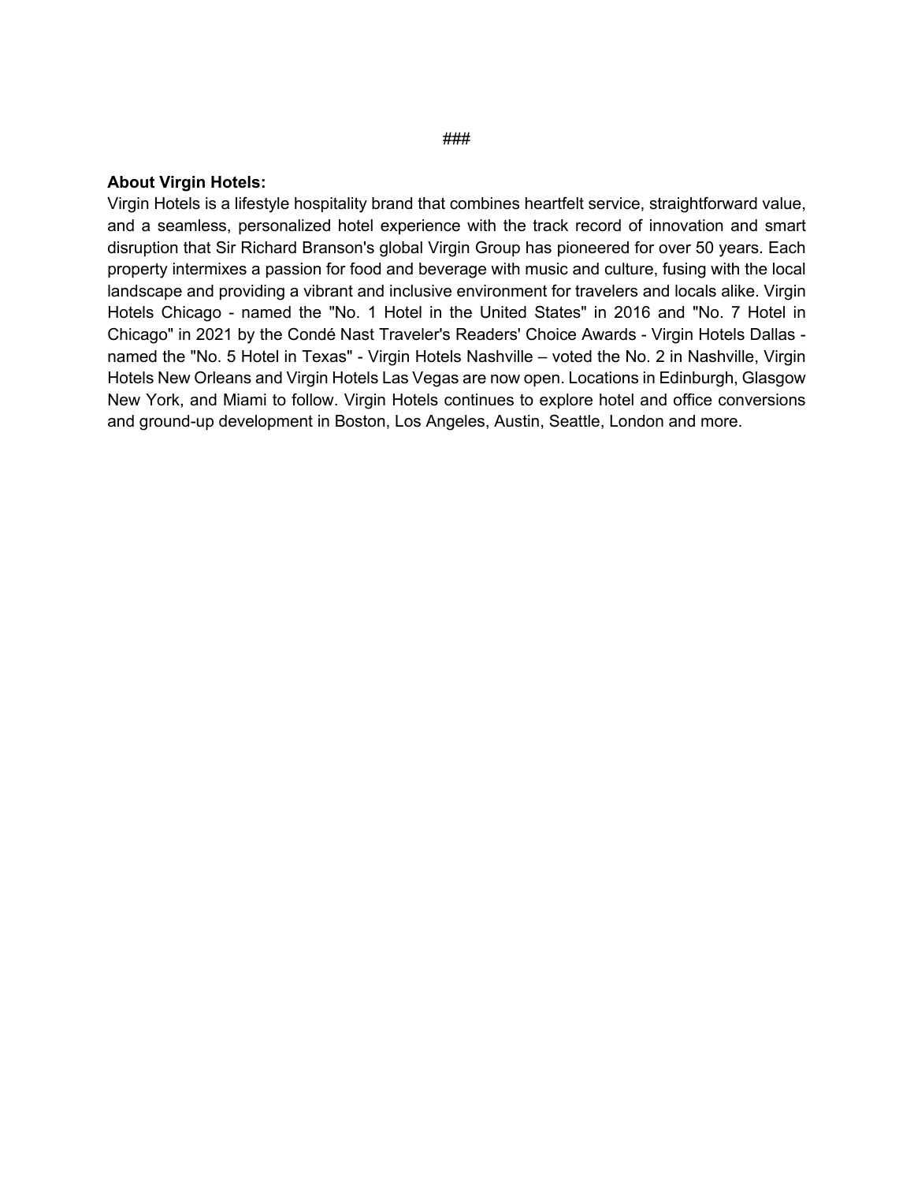###

**About Virgin Hotels:**

Virgin Hotels is a lifestyle hospitality brand that combines heartfelt service, straightforward value, and a seamless, personalized hotel experience with the track record of innovation and smart disruption that Sir Richard Branson's global Virgin Group has pioneered for over 50 years. Each property intermixes a passion for food and beverage with music and culture, fusing with the local landscape and providing a vibrant and inclusive environment for travelers and locals alike. Virgin Hotels Chicago - named the "No. 1 Hotel in the United States" in 2016 and "No. 7 Hotel in Chicago" in 2021 by the Condé Nast Traveler's Readers' Choice Awards - Virgin Hotels Dallas - named the "No. 5 Hotel in Texas" - Virgin Hotels Nashville – voted the No. 2 in Nashville, Virgin Hotels New Orleans and Virgin Hotels Las Vegas are now open. Locations in Edinburgh, Glasgow New York, and Miami to follow. Virgin Hotels continues to explore hotel and office conversions and ground-up development in Boston, Los Angeles, Austin, Seattle, London and more.